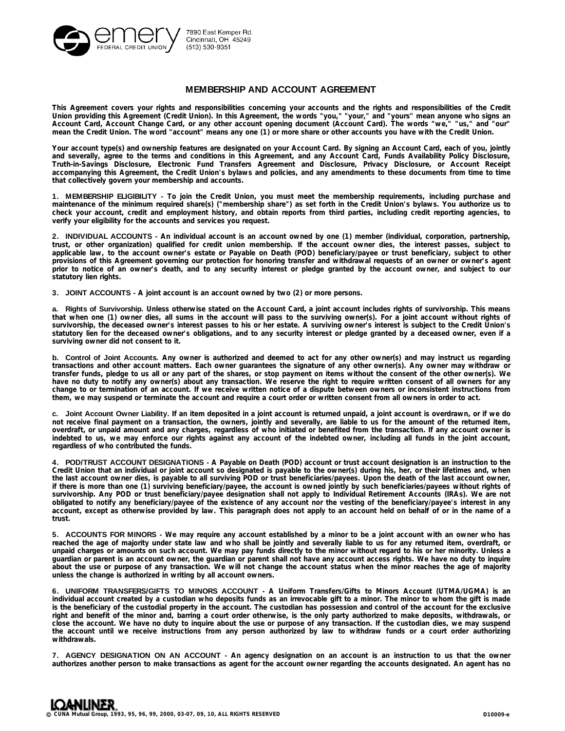emery FEDERAL CREDIT UNION
7890 East Kemper Rd.
Cincinnati, OH 45249
(513) 530-9351

# MEMBERSHIP AND ACCOUNT AGREEMENT

**This Agreement covers your rights and responsibilities concerning your accounts and the rights and responsibilities of the Credit Union providing this Agreement (Credit Union). In this Agreement, the words "you," "your," and "yours" mean anyone who signs an Account Card, Account Change Card, or any other account opening document (Account Card). The words "we," "us," and "our" mean the Credit Union. The word "account" means any one (1) or more share or other accounts you have with the Credit Union.**

**Your account type(s) and ownership features are designated on your Account Card. By signing an Account Card, each of you, jointly and severally, agree to the terms and conditions in this Agreement, and any Account Card, Funds Availability Policy Disclosure, Truth-in-Savings Disclosure, Electronic Fund Transfers Agreement and Disclosure, Privacy Disclosure, or Account Receipt accompanying this Agreement, the Credit Union's bylaws and policies, and any amendments to these documents from time to time that collectively govern your membership and accounts.**

**1. MEMBERSHIP ELIGIBILITY - To join the Credit Union, you must meet the membership requirements, including purchase and maintenance of the minimum required share(s) ("membership share") as set forth in the Credit Union's bylaws. You authorize us to check your account, credit and employment history, and obtain reports from third parties, including credit reporting agencies, to verify your eligibility for the accounts and services you request.**

**2. INDIVIDUAL ACCOUNTS - An individual account is an account owned by one (1) member (individual, corporation, partnership, trust, or other organization) qualified for credit union membership. If the account owner dies, the interest passes, subject to applicable law, to the account owner's estate or Payable on Death (POD) beneficiary/payee or trust beneficiary, subject to other provisions of this Agreement governing our protection for honoring transfer and withdrawal requests of an owner or owner's agent prior to notice of an owner's death, and to any security interest or pledge granted by the account owner, and subject to our statutory lien rights.**

**3. JOINT ACCOUNTS - A joint account is an account owned by two (2) or more persons.**

**a. Rights of Survivorship. Unless otherwise stated on the Account Card, a joint account includes rights of survivorship. This means that when one (1) owner dies, all sums in the account will pass to the surviving owner(s). For a joint account without rights of survivorship, the deceased owner's interest passes to his or her estate. A surviving owner's interest is subject to the Credit Union's statutory lien for the deceased owner's obligations, and to any security interest or pledge granted by a deceased owner, even if a surviving owner did not consent to it.**

**b. Control of Joint Accounts. Any owner is authorized and deemed to act for any other owner(s) and may instruct us regarding transactions and other account matters. Each owner guarantees the signature of any other owner(s). Any owner may withdraw or transfer funds, pledge to us all or any part of the shares, or stop payment on items without the consent of the other owner(s). We have no duty to notify any owner(s) about any transaction. We reserve the right to require written consent of all owners for any change to or termination of an account. If we receive written notice of a dispute between owners or inconsistent instructions from them, we may suspend or terminate the account and require a court order or written consent from all owners in order to act.**

**c. Joint Account Owner Liability. If an item deposited in a joint account is returned unpaid, a joint account is overdrawn, or if we do not receive final payment on a transaction, the owners, jointly and severally, are liable to us for the amount of the returned item, overdraft, or unpaid amount and any charges, regardless of who initiated or benefited from the transaction. If any account owner is indebted to us, we may enforce our rights against any account of the indebted owner, including all funds in the joint account, regardless of who contributed the funds.**

**4. POD/TRUST ACCOUNT DESIGNATIONS - A Payable on Death (POD) account or trust account designation is an instruction to the Credit Union that an individual or joint account so designated is payable to the owner(s) during his, her, or their lifetimes and, when the last account owner dies, is payable to all surviving POD or trust beneficiaries/payees. Upon the death of the last account owner, if there is more than one (1) surviving beneficiary/payee, the account is owned jointly by such beneficiaries/payees without rights of survivorship. Any POD or trust beneficiary/payee designation shall not apply to Individual Retirement Accounts (IRAs). We are not obligated to notify any beneficiary/payee of the existence of any account nor the vesting of the beneficiary/payee's interest in any account, except as otherwise provided by law. This paragraph does not apply to an account held on behalf of or in the name of a trust.**

**5. ACCOUNTS FOR MINORS - We may require any account established by a minor to be a joint account with an owner who has reached the age of majority under state law and who shall be jointly and severally liable to us for any returned item, overdraft, or unpaid charges or amounts on such account. We may pay funds directly to the minor without regard to his or her minority. Unless a guardian or parent is an account owner, the guardian or parent shall not have any account access rights. We have no duty to inquire about the use or purpose of any transaction. We will not change the account status when the minor reaches the age of majority unless the change is authorized in writing by all account owners.**

**6. UNIFORM TRANSFERS/GIFTS TO MINORS ACCOUNT - A Uniform Transfers/Gifts to Minors Account (UTMA/UGMA) is an individual account created by a custodian who deposits funds as an irrevocable gift to a minor. The minor to whom the gift is made is the beneficiary of the custodial property in the account. The custodian has possession and control of the account for the exclusive right and benefit of the minor and, barring a court order otherwise, is the only party authorized to make deposits, withdrawals, or close the account. We have no duty to inquire about the use or purpose of any transaction. If the custodian dies, we may suspend the account until we receive instructions from any person authorized by law to withdraw funds or a court order authorizing withdrawals.**

**7. AGENCY DESIGNATION ON AN ACCOUNT - An agency designation on an account is an instruction to us that the owner authorizes another person to make transactions as agent for the account owner regarding the accounts designated. An agent has no**

LOANLINER
© CUNA Mutual Group, 1993, 95, 96, 99, 2000, 03-07, 09, 10, ALL RIGHTS RESERVED D10009-e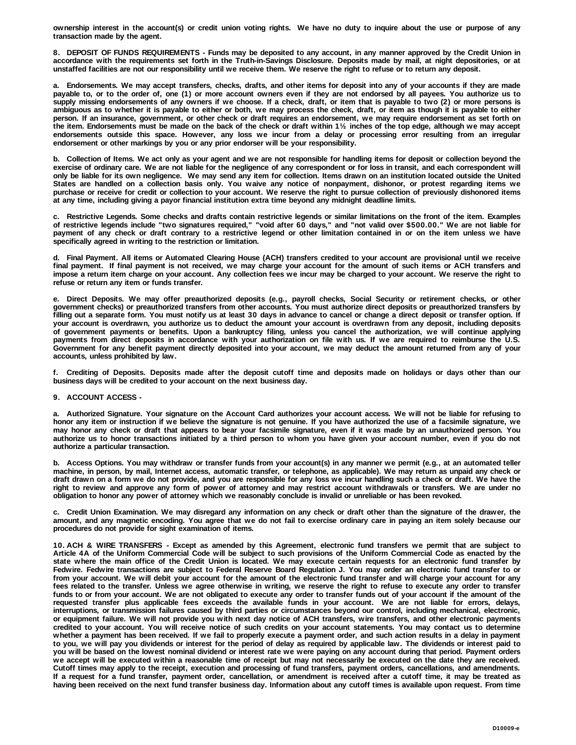**ownership interest in the account(s) or credit union voting rights. We have no duty to inquire about the use or purpose of any transaction made by the agent.**

**8. DEPOSIT OF FUNDS REQUIREMENTS - Funds may be deposited to any account, in any manner approved by the Credit Union in accordance with the requirements set forth in the Truth-in-Savings Disclosure. Deposits made by mail, at night depositories, or at unstaffed facilities are not our responsibility until we receive them. We reserve the right to refuse or to return any deposit.**

**a. Endorsements. We may accept transfers, checks, drafts, and other items for deposit into any of your accounts if they are made payable to, or to the order of, one (1) or more account owners even if they are not endorsed by all payees. You authorize us to supply missing endorsements of any owners if we choose. If a check, draft, or item that is payable to two (2) or more persons is ambiguous as to whether it is payable to either or both, we may process the check, draft, or item as though it is payable to either person. If an insurance, government, or other check or draft requires an endorsement, we may require endorsement as set forth on the item. Endorsements must be made on the back of the check or draft within 1½ inches of the top edge, although we may accept endorsements outside this space. However, any loss we incur from a delay or processing error resulting from an irregular endorsement or other markings by you or any prior endorser will be your responsibility.**

**b. Collection of Items. We act only as your agent and we are not responsible for handling items for deposit or collection beyond the exercise of ordinary care. We are not liable for the negligence of any correspondent or for loss in transit, and each correspondent will only be liable for its own negligence. We may send any item for collection. Items drawn on an institution located outside the United States are handled on a collection basis only. You waive any notice of nonpayment, dishonor, or protest regarding items we purchase or receive for credit or collection to your account. We reserve the right to pursue collection of previously dishonored items at any time, including giving a payor financial institution extra time beyond any midnight deadline limits.**

**c. Restrictive Legends. Some checks and drafts contain restrictive legends or similar limitations on the front of the item. Examples of restrictive legends include "two signatures required," "void after 60 days," and "not valid over $500.00." We are not liable for payment of any check or draft contrary to a restrictive legend or other limitation contained in or on the item unless we have specifically agreed in writing to the restriction or limitation.**

**d. Final Payment. All items or Automated Clearing House (ACH) transfers credited to your account are provisional until we receive final payment. If final payment is not received, we may charge your account for the amount of such items or ACH transfers and impose a return item charge on your account. Any collection fees we incur may be charged to your account. We reserve the right to refuse or return any item or funds transfer.**

**e. Direct Deposits. We may offer preauthorized deposits (e.g., payroll checks, Social Security or retirement checks, or other government checks) or preauthorized transfers from other accounts. You must authorize direct deposits or preauthorized transfers by filling out a separate form. You must notify us at least 30 days in advance to cancel or change a direct deposit or transfer option. If your account is overdrawn, you authorize us to deduct the amount your account is overdrawn from any deposit, including deposits of government payments or benefits. Upon a bankruptcy filing, unless you cancel the authorization, we will continue applying payments from direct deposits in accordance with your authorization on file with us. If we are required to reimburse the U.S. Government for any benefit payment directly deposited into your account, we may deduct the amount returned from any of your accounts, unless prohibited by law.**

**f. Crediting of Deposits. Deposits made after the deposit cutoff time and deposits made on holidays or days other than our business days will be credited to your account on the next business day.**

**9. ACCOUNT ACCESS -**

**a. Authorized Signature. Your signature on the Account Card authorizes your account access. We will not be liable for refusing to honor any item or instruction if we believe the signature is not genuine. If you have authorized the use of a facsimile signature, we may honor any check or draft that appears to bear your facsimile signature, even if it was made by an unauthorized person. You authorize us to honor transactions initiated by a third person to whom you have given your account number, even if you do not authorize a particular transaction.**

**b. Access Options. You may withdraw or transfer funds from your account(s) in any manner we permit (e.g., at an automated teller machine, in person, by mail, Internet access, automatic transfer, or telephone, as applicable). We may return as unpaid any check or draft drawn on a form we do not provide, and you are responsible for any loss we incur handling such a check or draft. We have the right to review and approve any form of power of attorney and may restrict account withdrawals or transfers. We are under no obligation to honor any power of attorney which we reasonably conclude is invalid or unreliable or has been revoked.**

**c. Credit Union Examination. We may disregard any information on any check or draft other than the signature of the drawer, the amount, and any magnetic encoding. You agree that we do not fail to exercise ordinary care in paying an item solely because our procedures do not provide for sight examination of items.**

**10. ACH & WIRE TRANSFERS - Except as amended by this Agreement, electronic fund transfers we permit that are subject to Article 4A of the Uniform Commercial Code will be subject to such provisions of the Uniform Commercial Code as enacted by the state where the main office of the Credit Union is located. We may execute certain requests for an electronic fund transfer by Fedwire. Fedwire transactions are subject to Federal Reserve Board Regulation J. You may order an electronic fund transfer to or from your account. We will debit your account for the amount of the electronic fund transfer and will charge your account for any fees related to the transfer. Unless we agree otherwise in writing, we reserve the right to refuse to execute any order to transfer funds to or from your account. We are not obligated to execute any order to transfer funds out of your account if the amount of the requested transfer plus applicable fees exceeds the available funds in your account. We are not liable for errors, delays, interruptions, or transmission failures caused by third parties or circumstances beyond our control, including mechanical, electronic, or equipment failure. We will not provide you with next day notice of ACH transfers, wire transfers, and other electronic payments credited to your account. You will receive notice of such credits on your account statements. You may contact us to determine whether a payment has been received. If we fail to properly execute a payment order, and such action results in a delay in payment to you, we will pay you dividends or interest for the period of delay as required by applicable law. The dividends or interest paid to you will be based on the lowest nominal dividend or interest rate we were paying on any account during that period. Payment orders we accept will be executed within a reasonable time of receipt but may not necessarily be executed on the date they are received. Cutoff times may apply to the receipt, execution and processing of fund transfers, payment orders, cancellations, and amendments. If a request for a fund transfer, payment order, cancellation, or amendment is received after a cutoff time, it may be treated as having been received on the next fund transfer business day. Information about any cutoff times is available upon request. From time**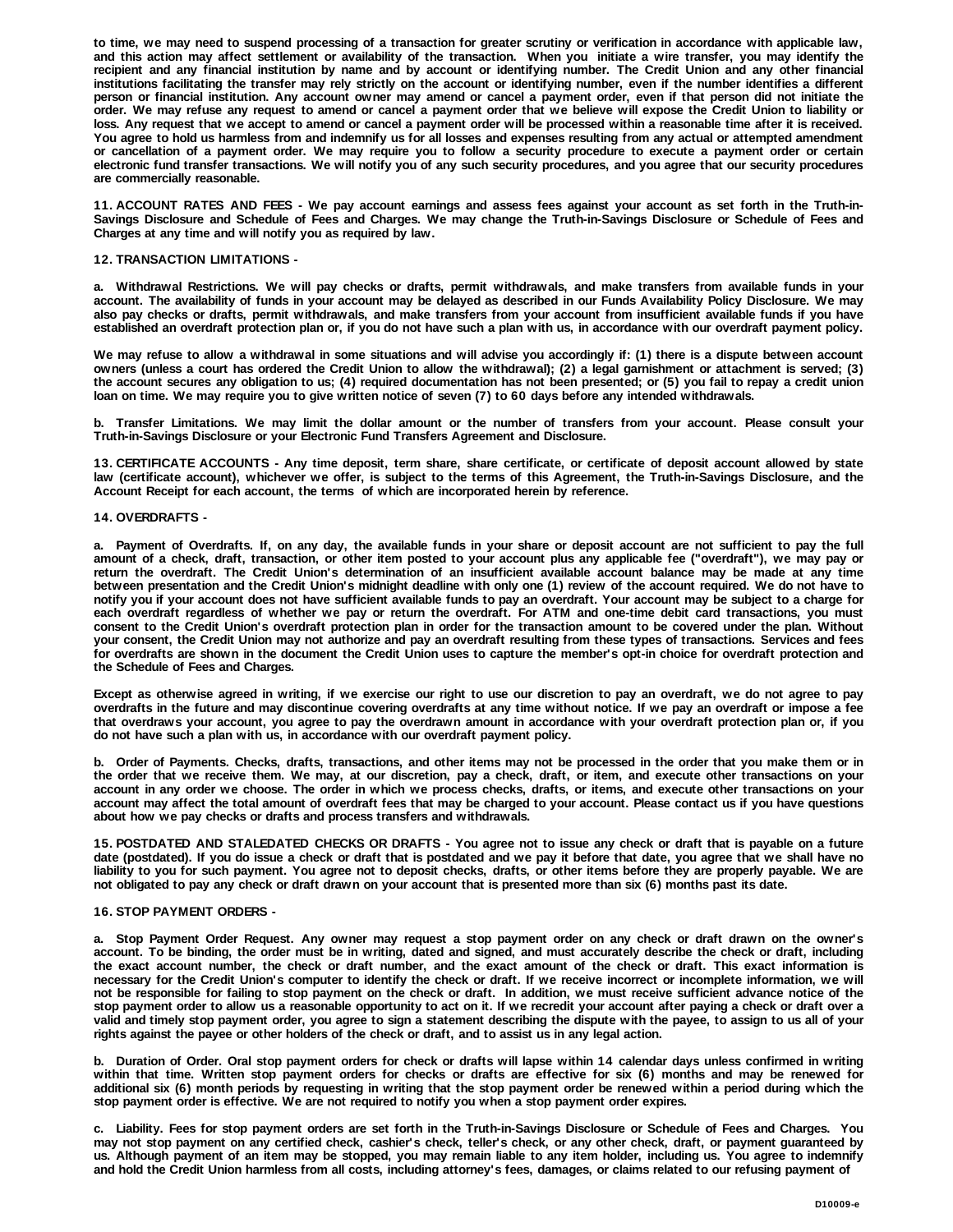**to time, we may need to suspend processing of a transaction for greater scrutiny or verification in accordance with applicable law, and this action may affect settlement or availability of the transaction. When you initiate a wire transfer, you may identify the recipient and any financial institution by name and by account or identifying number. The Credit Union and any other financial institutions facilitating the transfer may rely strictly on the account or identifying number, even if the number identifies a different person or financial institution. Any account owner may amend or cancel a payment order, even if that person did not initiate the order. We may refuse any request to amend or cancel a payment order that we believe will expose the Credit Union to liability or loss. Any request that we accept to amend or cancel a payment order will be processed within a reasonable time after it is received. You agree to hold us harmless from and indemnify us for all losses and expenses resulting from any actual or attempted amendment or cancellation of a payment order. We may require you to follow a security procedure to execute a payment order or certain electronic fund transfer transactions. We will notify you of any such security procedures, and you agree that our security procedures are commercially reasonable.**

**11. ACCOUNT RATES AND FEES - We pay account earnings and assess fees against your account as set forth in the Truth-in-Savings Disclosure and Schedule of Fees and Charges. We may change the Truth-in-Savings Disclosure or Schedule of Fees and Charges at any time and will notify you as required by law.**

**12. TRANSACTION LIMITATIONS -**

**a. Withdrawal Restrictions. We will pay checks or drafts, permit withdrawals, and make transfers from available funds in your account. The availability of funds in your account may be delayed as described in our Funds Availability Policy Disclosure. We may also pay checks or drafts, permit withdrawals, and make transfers from your account from insufficient available funds if you have established an overdraft protection plan or, if you do not have such a plan with us, in accordance with our overdraft payment policy.**

**We may refuse to allow a withdrawal in some situations and will advise you accordingly if: (1) there is a dispute between account owners (unless a court has ordered the Credit Union to allow the withdrawal); (2) a legal garnishment or attachment is served; (3) the account secures any obligation to us; (4) required documentation has not been presented; or (5) you fail to repay a credit union loan on time. We may require you to give written notice of seven (7) to 60 days before any intended withdrawals.**

**b. Transfer Limitations. We may limit the dollar amount or the number of transfers from your account. Please consult your Truth-in-Savings Disclosure or your Electronic Fund Transfers Agreement and Disclosure.**

**13. CERTIFICATE ACCOUNTS - Any time deposit, term share, share certificate, or certificate of deposit account allowed by state law (certificate account), whichever we offer, is subject to the terms of this Agreement, the Truth-in-Savings Disclosure, and the Account Receipt for each account, the terms of which are incorporated herein by reference.**

**14. OVERDRAFTS -**

**a. Payment of Overdrafts. If, on any day, the available funds in your share or deposit account are not sufficient to pay the full amount of a check, draft, transaction, or other item posted to your account plus any applicable fee ("overdraft"), we may pay or return the overdraft. The Credit Union's determination of an insufficient available account balance may be made at any time between presentation and the Credit Union's midnight deadline with only one (1) review of the account required. We do not have to notify you if your account does not have sufficient available funds to pay an overdraft. Your account may be subject to a charge for each overdraft regardless of whether we pay or return the overdraft. For ATM and one-time debit card transactions, you must consent to the Credit Union's overdraft protection plan in order for the transaction amount to be covered under the plan. Without your consent, the Credit Union may not authorize and pay an overdraft resulting from these types of transactions. Services and fees for overdrafts are shown in the document the Credit Union uses to capture the member's opt-in choice for overdraft protection and the Schedule of Fees and Charges.**

**Except as otherwise agreed in writing, if we exercise our right to use our discretion to pay an overdraft, we do not agree to pay overdrafts in the future and may discontinue covering overdrafts at any time without notice. If we pay an overdraft or impose a fee that overdraws your account, you agree to pay the overdrawn amount in accordance with your overdraft protection plan or, if you do not have such a plan with us, in accordance with our overdraft payment policy.**

**b. Order of Payments. Checks, drafts, transactions, and other items may not be processed in the order that you make them or in the order that we receive them. We may, at our discretion, pay a check, draft, or item, and execute other transactions on your account in any order we choose. The order in which we process checks, drafts, or items, and execute other transactions on your account may affect the total amount of overdraft fees that may be charged to your account. Please contact us if you have questions about how we pay checks or drafts and process transfers and withdrawals.**

**15. POSTDATED AND STALEDATED CHECKS OR DRAFTS - You agree not to issue any check or draft that is payable on a future date (postdated). If you do issue a check or draft that is postdated and we pay it before that date, you agree that we shall have no liability to you for such payment. You agree not to deposit checks, drafts, or other items before they are properly payable. We are not obligated to pay any check or draft drawn on your account that is presented more than six (6) months past its date.**

**16. STOP PAYMENT ORDERS -**

**a. Stop Payment Order Request. Any owner may request a stop payment order on any check or draft drawn on the owner's account. To be binding, the order must be in writing, dated and signed, and must accurately describe the check or draft, including the exact account number, the check or draft number, and the exact amount of the check or draft. This exact information is necessary for the Credit Union's computer to identify the check or draft. If we receive incorrect or incomplete information, we will not be responsible for failing to stop payment on the check or draft. In addition, we must receive sufficient advance notice of the stop payment order to allow us a reasonable opportunity to act on it. If we recredit your account after paying a check or draft over a valid and timely stop payment order, you agree to sign a statement describing the dispute with the payee, to assign to us all of your rights against the payee or other holders of the check or draft, and to assist us in any legal action.**

**b. Duration of Order. Oral stop payment orders for check or drafts will lapse within 14 calendar days unless confirmed in writing within that time. Written stop payment orders for checks or drafts are effective for six (6) months and may be renewed for additional six (6) month periods by requesting in writing that the stop payment order be renewed within a period during which the stop payment order is effective. We are not required to notify you when a stop payment order expires.**

**c. Liability. Fees for stop payment orders are set forth in the Truth-in-Savings Disclosure or Schedule of Fees and Charges. You may not stop payment on any certified check, cashier's check, teller's check, or any other check, draft, or payment guaranteed by us. Although payment of an item may be stopped, you may remain liable to any item holder, including us. You agree to indemnify and hold the Credit Union harmless from all costs, including attorney's fees, damages, or claims related to our refusing payment of**

D10009-e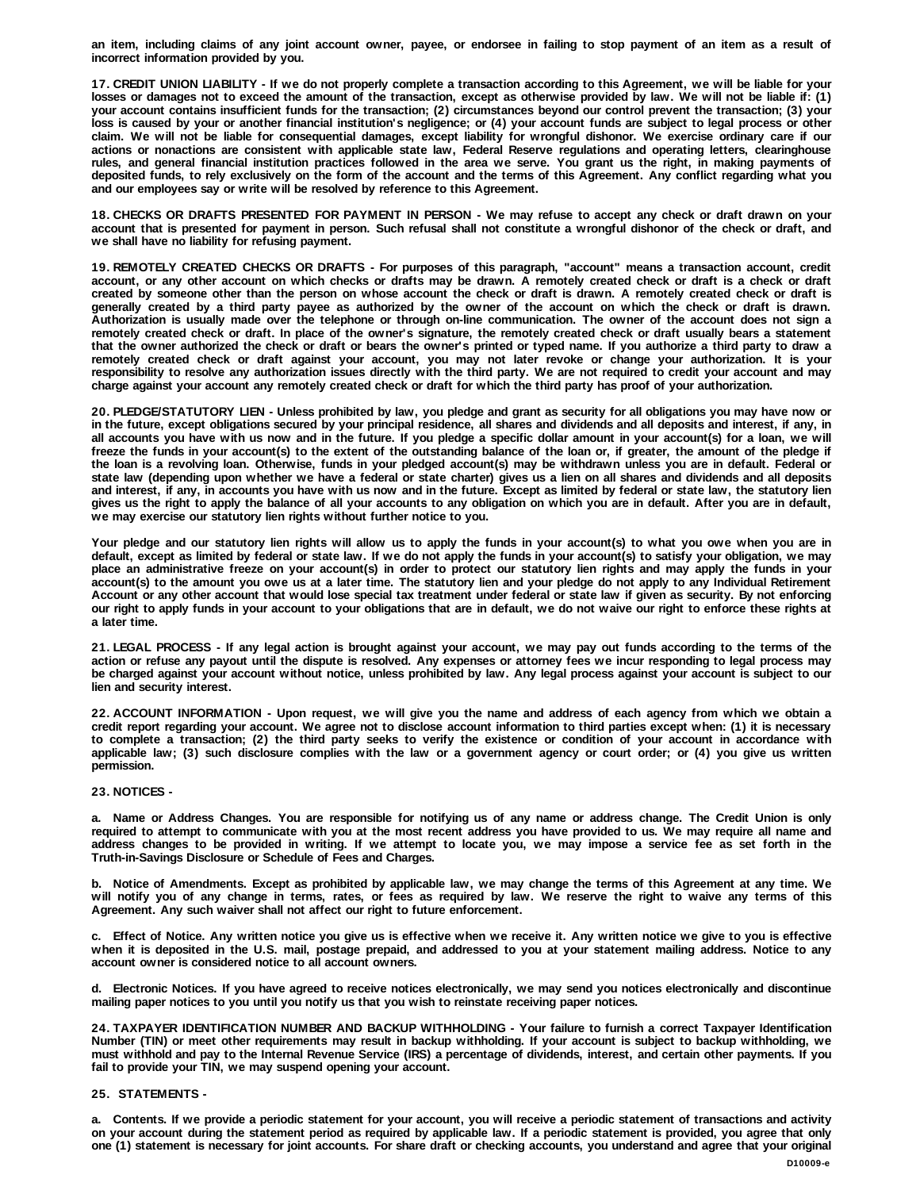**an item, including claims of any joint account owner, payee, or endorsee in failing to stop payment of an item as a result of incorrect information provided by you.**

**17. CREDIT UNION LIABILITY - If we do not properly complete a transaction according to this Agreement, we will be liable for your losses or damages not to exceed the amount of the transaction, except as otherwise provided by law. We will not be liable if: (1) your account contains insufficient funds for the transaction; (2) circumstances beyond our control prevent the transaction; (3) your loss is caused by your or another financial institution's negligence; or (4) your account funds are subject to legal process or other claim. We will not be liable for consequential damages, except liability for wrongful dishonor. We exercise ordinary care if our actions or nonactions are consistent with applicable state law, Federal Reserve regulations and operating letters, clearinghouse rules, and general financial institution practices followed in the area we serve. You grant us the right, in making payments of deposited funds, to rely exclusively on the form of the account and the terms of this Agreement. Any conflict regarding what you and our employees say or write will be resolved by reference to this Agreement.**

**18. CHECKS OR DRAFTS PRESENTED FOR PAYMENT IN PERSON - We may refuse to accept any check or draft drawn on your account that is presented for payment in person. Such refusal shall not constitute a wrongful dishonor of the check or draft, and we shall have no liability for refusing payment.**

**19. REMOTELY CREATED CHECKS OR DRAFTS - For purposes of this paragraph, "account" means a transaction account, credit account, or any other account on which checks or drafts may be drawn. A remotely created check or draft is a check or draft created by someone other than the person on whose account the check or draft is drawn. A remotely created check or draft is generally created by a third party payee as authorized by the owner of the account on which the check or draft is drawn. Authorization is usually made over the telephone or through on-line communication. The owner of the account does not sign a remotely created check or draft. In place of the owner's signature, the remotely created check or draft usually bears a statement that the owner authorized the check or draft or bears the owner's printed or typed name. If you authorize a third party to draw a remotely created check or draft against your account, you may not later revoke or change your authorization. It is your responsibility to resolve any authorization issues directly with the third party. We are not required to credit your account and may charge against your account any remotely created check or draft for which the third party has proof of your authorization.**

**20. PLEDGE/STATUTORY LIEN - Unless prohibited by law, you pledge and grant as security for all obligations you may have now or in the future, except obligations secured by your principal residence, all shares and dividends and all deposits and interest, if any, in all accounts you have with us now and in the future. If you pledge a specific dollar amount in your account(s) for a loan, we will freeze the funds in your account(s) to the extent of the outstanding balance of the loan or, if greater, the amount of the pledge if the loan is a revolving loan. Otherwise, funds in your pledged account(s) may be withdrawn unless you are in default. Federal or state law (depending upon whether we have a federal or state charter) gives us a lien on all shares and dividends and all deposits and interest, if any, in accounts you have with us now and in the future. Except as limited by federal or state law, the statutory lien gives us the right to apply the balance of all your accounts to any obligation on which you are in default. After you are in default, we may exercise our statutory lien rights without further notice to you.**

**Your pledge and our statutory lien rights will allow us to apply the funds in your account(s) to what you owe when you are in default, except as limited by federal or state law. If we do not apply the funds in your account(s) to satisfy your obligation, we may place an administrative freeze on your account(s) in order to protect our statutory lien rights and may apply the funds in your account(s) to the amount you owe us at a later time. The statutory lien and your pledge do not apply to any Individual Retirement Account or any other account that would lose special tax treatment under federal or state law if given as security. By not enforcing our right to apply funds in your account to your obligations that are in default, we do not waive our right to enforce these rights at a later time.**

**21. LEGAL PROCESS - If any legal action is brought against your account, we may pay out funds according to the terms of the action or refuse any payout until the dispute is resolved. Any expenses or attorney fees we incur responding to legal process may be charged against your account without notice, unless prohibited by law. Any legal process against your account is subject to our lien and security interest.**

**22. ACCOUNT INFORMATION - Upon request, we will give you the name and address of each agency from which we obtain a credit report regarding your account. We agree not to disclose account information to third parties except when: (1) it is necessary to complete a transaction; (2) the third party seeks to verify the existence or condition of your account in accordance with applicable law; (3) such disclosure complies with the law or a government agency or court order; or (4) you give us written permission.**

**23. NOTICES -**

**a. Name or Address Changes. You are responsible for notifying us of any name or address change. The Credit Union is only required to attempt to communicate with you at the most recent address you have provided to us. We may require all name and address changes to be provided in writing. If we attempt to locate you, we may impose a service fee as set forth in the Truth-in-Savings Disclosure or Schedule of Fees and Charges.**

**b. Notice of Amendments. Except as prohibited by applicable law, we may change the terms of this Agreement at any time. We will notify you of any change in terms, rates, or fees as required by law. We reserve the right to waive any terms of this Agreement. Any such waiver shall not affect our right to future enforcement.**

**c. Effect of Notice. Any written notice you give us is effective when we receive it. Any written notice we give to you is effective when it is deposited in the U.S. mail, postage prepaid, and addressed to you at your statement mailing address. Notice to any account owner is considered notice to all account owners.**

**d. Electronic Notices. If you have agreed to receive notices electronically, we may send you notices electronically and discontinue mailing paper notices to you until you notify us that you wish to reinstate receiving paper notices.**

**24. TAXPAYER IDENTIFICATION NUMBER AND BACKUP WITHHOLDING - Your failure to furnish a correct Taxpayer Identification Number (TIN) or meet other requirements may result in backup withholding. If your account is subject to backup withholding, we must withhold and pay to the Internal Revenue Service (IRS) a percentage of dividends, interest, and certain other payments. If you fail to provide your TIN, we may suspend opening your account.**

**25. STATEMENTS -**

**a. Contents. If we provide a periodic statement for your account, you will receive a periodic statement of transactions and activity on your account during the statement period as required by applicable law. If a periodic statement is provided, you agree that only one (1) statement is necessary for joint accounts. For share draft or checking accounts, you understand and agree that your original**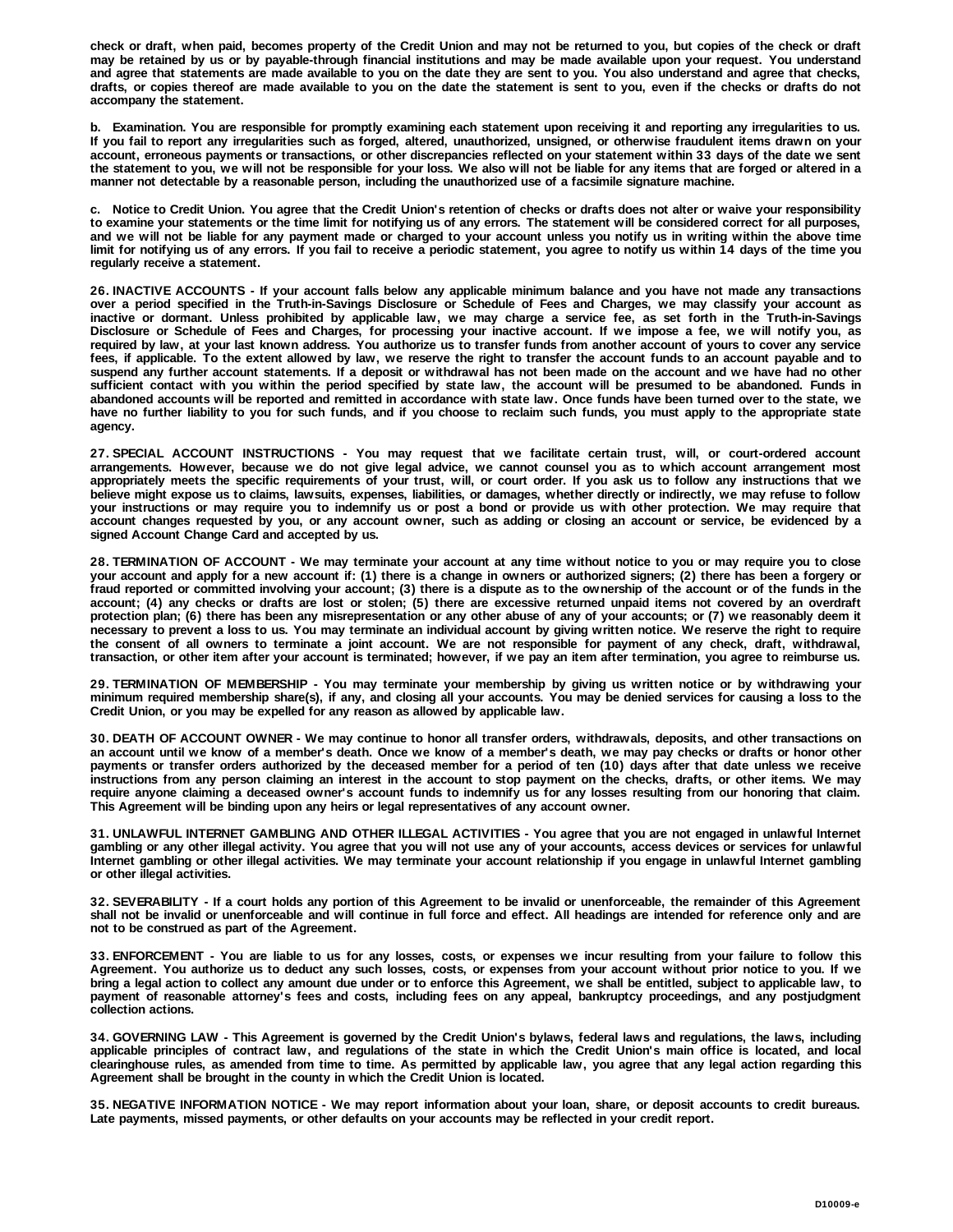**check or draft, when paid, becomes property of the Credit Union and may not be returned to you, but copies of the check or draft may be retained by us or by payable-through financial institutions and may be made available upon your request. You understand and agree that statements are made available to you on the date they are sent to you. You also understand and agree that checks, drafts, or copies thereof are made available to you on the date the statement is sent to you, even if the checks or drafts do not accompany the statement.**

**b. Examination. You are responsible for promptly examining each statement upon receiving it and reporting any irregularities to us. If you fail to report any irregularities such as forged, altered, unauthorized, unsigned, or otherwise fraudulent items drawn on your account, erroneous payments or transactions, or other discrepancies reflected on your statement within 33 days of the date we sent the statement to you, we will not be responsible for your loss. We also will not be liable for any items that are forged or altered in a manner not detectable by a reasonable person, including the unauthorized use of a facsimile signature machine.**

**c. Notice to Credit Union. You agree that the Credit Union's retention of checks or drafts does not alter or waive your responsibility to examine your statements or the time limit for notifying us of any errors. The statement will be considered correct for all purposes, and we will not be liable for any payment made or charged to your account unless you notify us in writing within the above time limit for notifying us of any errors. If you fail to receive a periodic statement, you agree to notify us within 14 days of the time you regularly receive a statement.**

**26. INACTIVE ACCOUNTS - If your account falls below any applicable minimum balance and you have not made any transactions over a period specified in the Truth-in-Savings Disclosure or Schedule of Fees and Charges, we may classify your account as inactive or dormant. Unless prohibited by applicable law, we may charge a service fee, as set forth in the Truth-in-Savings Disclosure or Schedule of Fees and Charges, for processing your inactive account. If we impose a fee, we will notify you, as required by law, at your last known address. You authorize us to transfer funds from another account of yours to cover any service fees, if applicable. To the extent allowed by law, we reserve the right to transfer the account funds to an account payable and to suspend any further account statements. If a deposit or withdrawal has not been made on the account and we have had no other sufficient contact with you within the period specified by state law, the account will be presumed to be abandoned. Funds in abandoned accounts will be reported and remitted in accordance with state law. Once funds have been turned over to the state, we have no further liability to you for such funds, and if you choose to reclaim such funds, you must apply to the appropriate state agency.**

**27. SPECIAL ACCOUNT INSTRUCTIONS - You may request that we facilitate certain trust, will, or court-ordered account arrangements. However, because we do not give legal advice, we cannot counsel you as to which account arrangement most appropriately meets the specific requirements of your trust, will, or court order. If you ask us to follow any instructions that we believe might expose us to claims, lawsuits, expenses, liabilities, or damages, whether directly or indirectly, we may refuse to follow your instructions or may require you to indemnify us or post a bond or provide us with other protection. We may require that account changes requested by you, or any account owner, such as adding or closing an account or service, be evidenced by a signed Account Change Card and accepted by us.**

**28. TERMINATION OF ACCOUNT - We may terminate your account at any time without notice to you or may require you to close your account and apply for a new account if: (1) there is a change in owners or authorized signers; (2) there has been a forgery or fraud reported or committed involving your account; (3) there is a dispute as to the ownership of the account or of the funds in the account; (4) any checks or drafts are lost or stolen; (5) there are excessive returned unpaid items not covered by an overdraft protection plan; (6) there has been any misrepresentation or any other abuse of any of your accounts; or (7) we reasonably deem it necessary to prevent a loss to us. You may terminate an individual account by giving written notice. We reserve the right to require the consent of all owners to terminate a joint account. We are not responsible for payment of any check, draft, withdrawal, transaction, or other item after your account is terminated; however, if we pay an item after termination, you agree to reimburse us.**

**29. TERMINATION OF MEMBERSHIP - You may terminate your membership by giving us written notice or by withdrawing your minimum required membership share(s), if any, and closing all your accounts. You may be denied services for causing a loss to the Credit Union, or you may be expelled for any reason as allowed by applicable law.**

**30. DEATH OF ACCOUNT OWNER - We may continue to honor all transfer orders, withdrawals, deposits, and other transactions on an account until we know of a member's death. Once we know of a member's death, we may pay checks or drafts or honor other payments or transfer orders authorized by the deceased member for a period of ten (10) days after that date unless we receive instructions from any person claiming an interest in the account to stop payment on the checks, drafts, or other items. We may require anyone claiming a deceased owner's account funds to indemnify us for any losses resulting from our honoring that claim. This Agreement will be binding upon any heirs or legal representatives of any account owner.**

**31. UNLAWFUL INTERNET GAMBLING AND OTHER ILLEGAL ACTIVITIES - You agree that you are not engaged in unlawful Internet gambling or any other illegal activity. You agree that you will not use any of your accounts, access devices or services for unlawful Internet gambling or other illegal activities. We may terminate your account relationship if you engage in unlawful Internet gambling or other illegal activities.**

**32. SEVERABILITY - If a court holds any portion of this Agreement to be invalid or unenforceable, the remainder of this Agreement shall not be invalid or unenforceable and will continue in full force and effect. All headings are intended for reference only and are not to be construed as part of the Agreement.**

**33. ENFORCEMENT - You are liable to us for any losses, costs, or expenses we incur resulting from your failure to follow this Agreement. You authorize us to deduct any such losses, costs, or expenses from your account without prior notice to you. If we bring a legal action to collect any amount due under or to enforce this Agreement, we shall be entitled, subject to applicable law, to payment of reasonable attorney's fees and costs, including fees on any appeal, bankruptcy proceedings, and any postjudgment collection actions.**

**34. GOVERNING LAW - This Agreement is governed by the Credit Union's bylaws, federal laws and regulations, the laws, including applicable principles of contract law, and regulations of the state in which the Credit Union's main office is located, and local clearinghouse rules, as amended from time to time. As permitted by applicable law, you agree that any legal action regarding this Agreement shall be brought in the county in which the Credit Union is located.**

**35. NEGATIVE INFORMATION NOTICE - We may report information about your loan, share, or deposit accounts to credit bureaus. Late payments, missed payments, or other defaults on your accounts may be reflected in your credit report.**

D10009-e